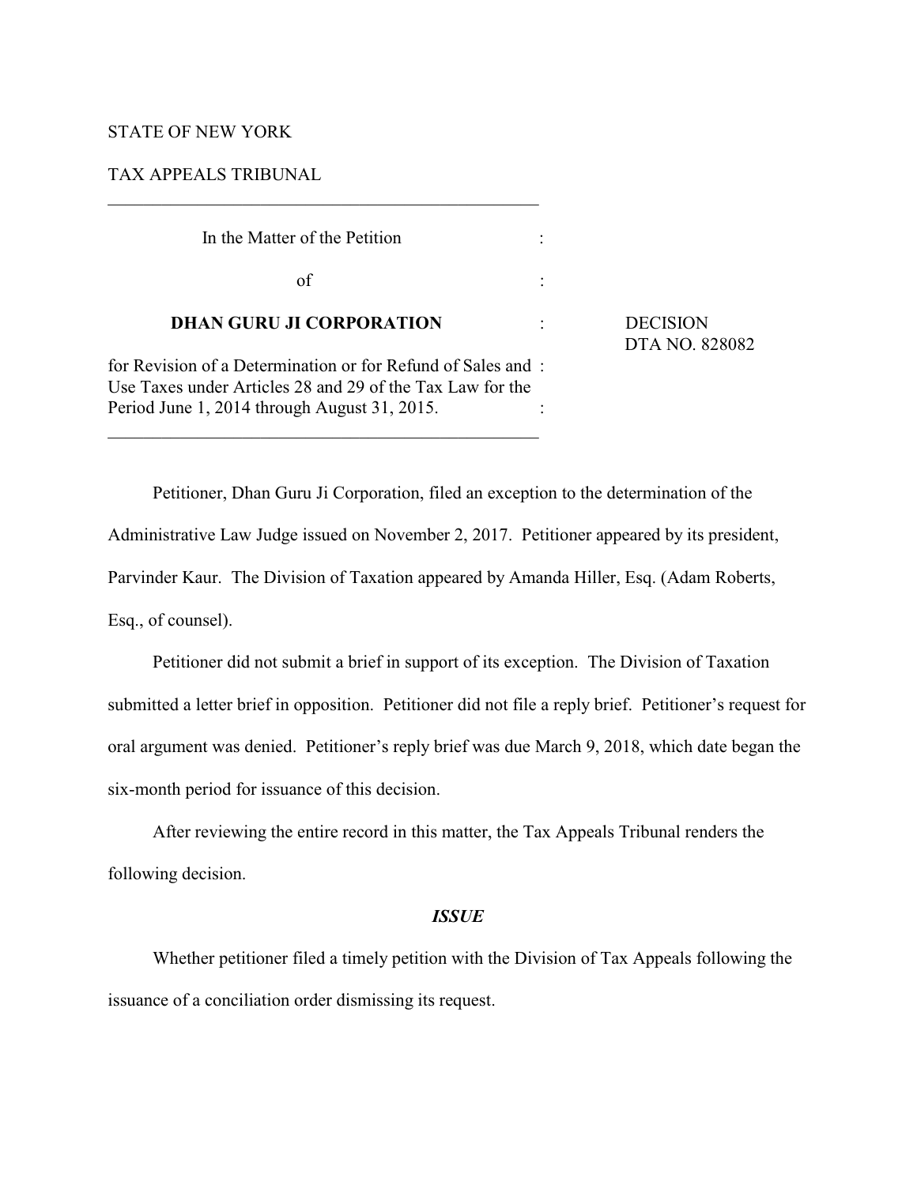STATE OF NEW YORK

TAX APPEALS TRIBUNAL

---

In the Matter of the Petition

of

**DHAN GURU JI CORPORATION**

for Revision of a Determination or for Refund of Sales and Use Taxes under Articles 28 and 29 of the Tax Law for the Period June 1, 2014 through August 31, 2015.

---

DECISION
DTA NO. 828082

Petitioner, Dhan Guru Ji Corporation, filed an exception to the determination of the Administrative Law Judge issued on November 2, 2017. Petitioner appeared by its president, Parvinder Kaur. The Division of Taxation appeared by Amanda Hiller, Esq. (Adam Roberts, Esq., of counsel).

Petitioner did not submit a brief in support of its exception. The Division of Taxation submitted a letter brief in opposition. Petitioner did not file a reply brief. Petitioner's request for oral argument was denied. Petitioner's reply brief was due March 9, 2018, which date began the six-month period for issuance of this decision.

After reviewing the entire record in this matter, the Tax Appeals Tribunal renders the following decision.

***ISSUE***

Whether petitioner filed a timely petition with the Division of Tax Appeals following the issuance of a conciliation order dismissing its request.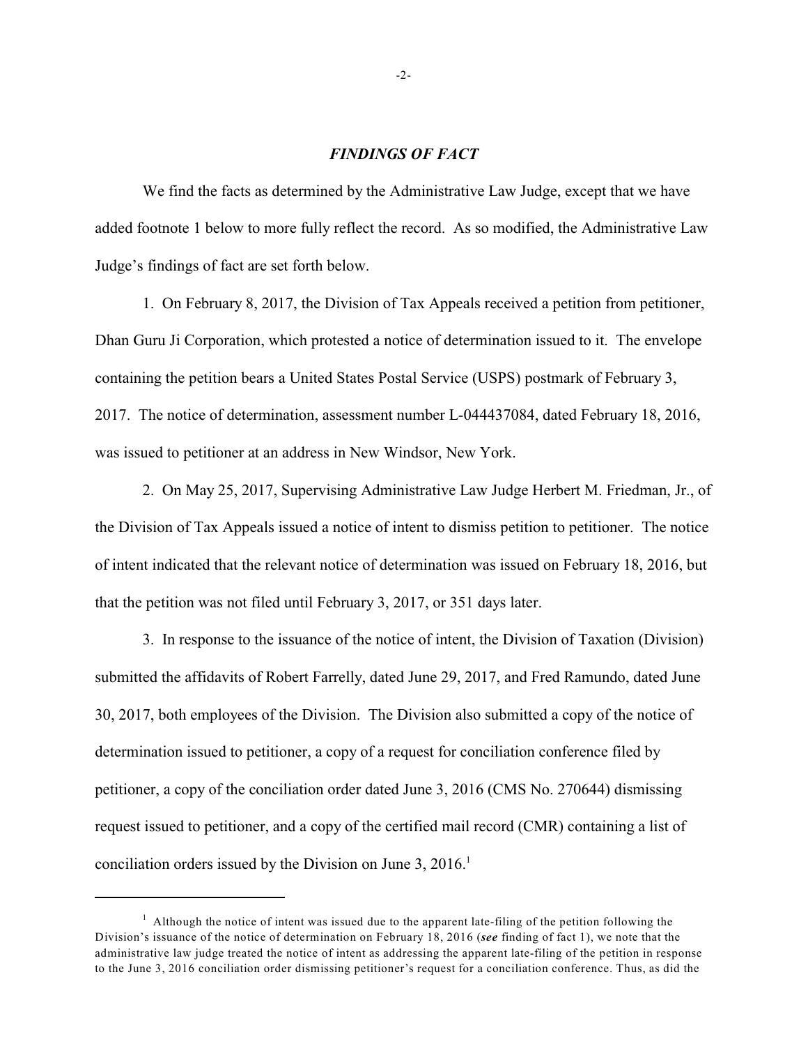## *FINDINGS OF FACT*

We find the facts as determined by the Administrative Law Judge, except that we have added footnote 1 below to more fully reflect the record. As so modified, the Administrative Law Judge's findings of fact are set forth below.

1. On February 8, 2017, the Division of Tax Appeals received a petition from petitioner, Dhan Guru Ji Corporation, which protested a notice of determination issued to it. The envelope containing the petition bears a United States Postal Service (USPS) postmark of February 3, 2017. The notice of determination, assessment number L-044437084, dated February 18, 2016, was issued to petitioner at an address in New Windsor, New York.

2. On May 25, 2017, Supervising Administrative Law Judge Herbert M. Friedman, Jr., of the Division of Tax Appeals issued a notice of intent to dismiss petition to petitioner. The notice of intent indicated that the relevant notice of determination was issued on February 18, 2016, but that the petition was not filed until February 3, 2017, or 351 days later.

3. In response to the issuance of the notice of intent, the Division of Taxation (Division) submitted the affidavits of Robert Farrelly, dated June 29, 2017, and Fred Ramundo, dated June 30, 2017, both employees of the Division. The Division also submitted a copy of the notice of determination issued to petitioner, a copy of a request for conciliation conference filed by petitioner, a copy of the conciliation order dated June 3, 2016 (CMS No. 270644) dismissing request issued to petitioner, and a copy of the certified mail record (CMR) containing a list of conciliation orders issued by the Division on June 3, 2016.[1]

---

[1] Although the notice of intent was issued due to the apparent late-filing of the petition following the Division's issuance of the notice of determination on February 18, 2016 (***see*** finding of fact 1), we note that the administrative law judge treated the notice of intent as addressing the apparent late-filing of the petition in response to the June 3, 2016 conciliation order dismissing petitioner's request for a conciliation conference. Thus, as did the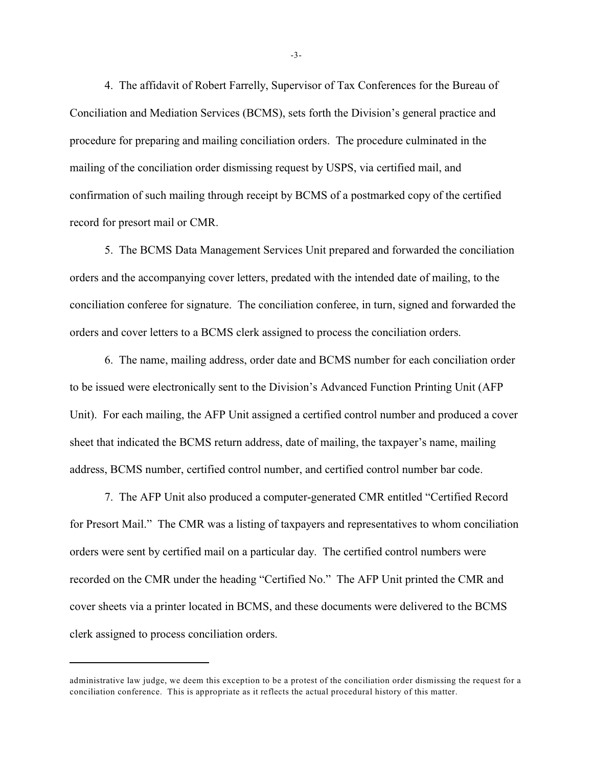4. The affidavit of Robert Farrelly, Supervisor of Tax Conferences for the Bureau of Conciliation and Mediation Services (BCMS), sets forth the Division's general practice and procedure for preparing and mailing conciliation orders. The procedure culminated in the mailing of the conciliation order dismissing request by USPS, via certified mail, and confirmation of such mailing through receipt by BCMS of a postmarked copy of the certified record for presort mail or CMR.

5. The BCMS Data Management Services Unit prepared and forwarded the conciliation orders and the accompanying cover letters, predated with the intended date of mailing, to the conciliation conferee for signature. The conciliation conferee, in turn, signed and forwarded the orders and cover letters to a BCMS clerk assigned to process the conciliation orders.

6. The name, mailing address, order date and BCMS number for each conciliation order to be issued were electronically sent to the Division's Advanced Function Printing Unit (AFP Unit). For each mailing, the AFP Unit assigned a certified control number and produced a cover sheet that indicated the BCMS return address, date of mailing, the taxpayer's name, mailing address, BCMS number, certified control number, and certified control number bar code.

7. The AFP Unit also produced a computer-generated CMR entitled "Certified Record for Presort Mail." The CMR was a listing of taxpayers and representatives to whom conciliation orders were sent by certified mail on a particular day. The certified control numbers were recorded on the CMR under the heading "Certified No." The AFP Unit printed the CMR and cover sheets via a printer located in BCMS, and these documents were delivered to the BCMS clerk assigned to process conciliation orders.

---

administrative law judge, we deem this exception to be a protest of the conciliation order dismissing the request for a conciliation conference. This is appropriate as it reflects the actual procedural history of this matter.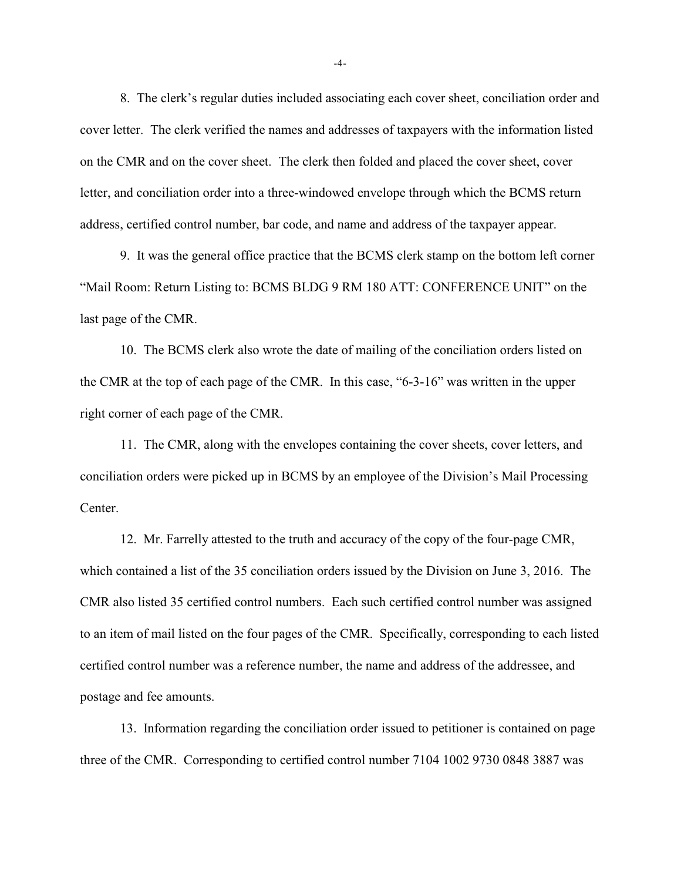8. The clerk's regular duties included associating each cover sheet, conciliation order and cover letter. The clerk verified the names and addresses of taxpayers with the information listed on the CMR and on the cover sheet. The clerk then folded and placed the cover sheet, cover letter, and conciliation order into a three-windowed envelope through which the BCMS return address, certified control number, bar code, and name and address of the taxpayer appear.

9. It was the general office practice that the BCMS clerk stamp on the bottom left corner "Mail Room: Return Listing to: BCMS BLDG 9 RM 180 ATT: CONFERENCE UNIT" on the last page of the CMR.

10. The BCMS clerk also wrote the date of mailing of the conciliation orders listed on the CMR at the top of each page of the CMR. In this case, "6-3-16" was written in the upper right corner of each page of the CMR.

11. The CMR, along with the envelopes containing the cover sheets, cover letters, and conciliation orders were picked up in BCMS by an employee of the Division's Mail Processing Center.

12. Mr. Farrelly attested to the truth and accuracy of the copy of the four-page CMR, which contained a list of the 35 conciliation orders issued by the Division on June 3, 2016. The CMR also listed 35 certified control numbers. Each such certified control number was assigned to an item of mail listed on the four pages of the CMR. Specifically, corresponding to each listed certified control number was a reference number, the name and address of the addressee, and postage and fee amounts.

13. Information regarding the conciliation order issued to petitioner is contained on page three of the CMR. Corresponding to certified control number 7104 1002 9730 0848 3887 was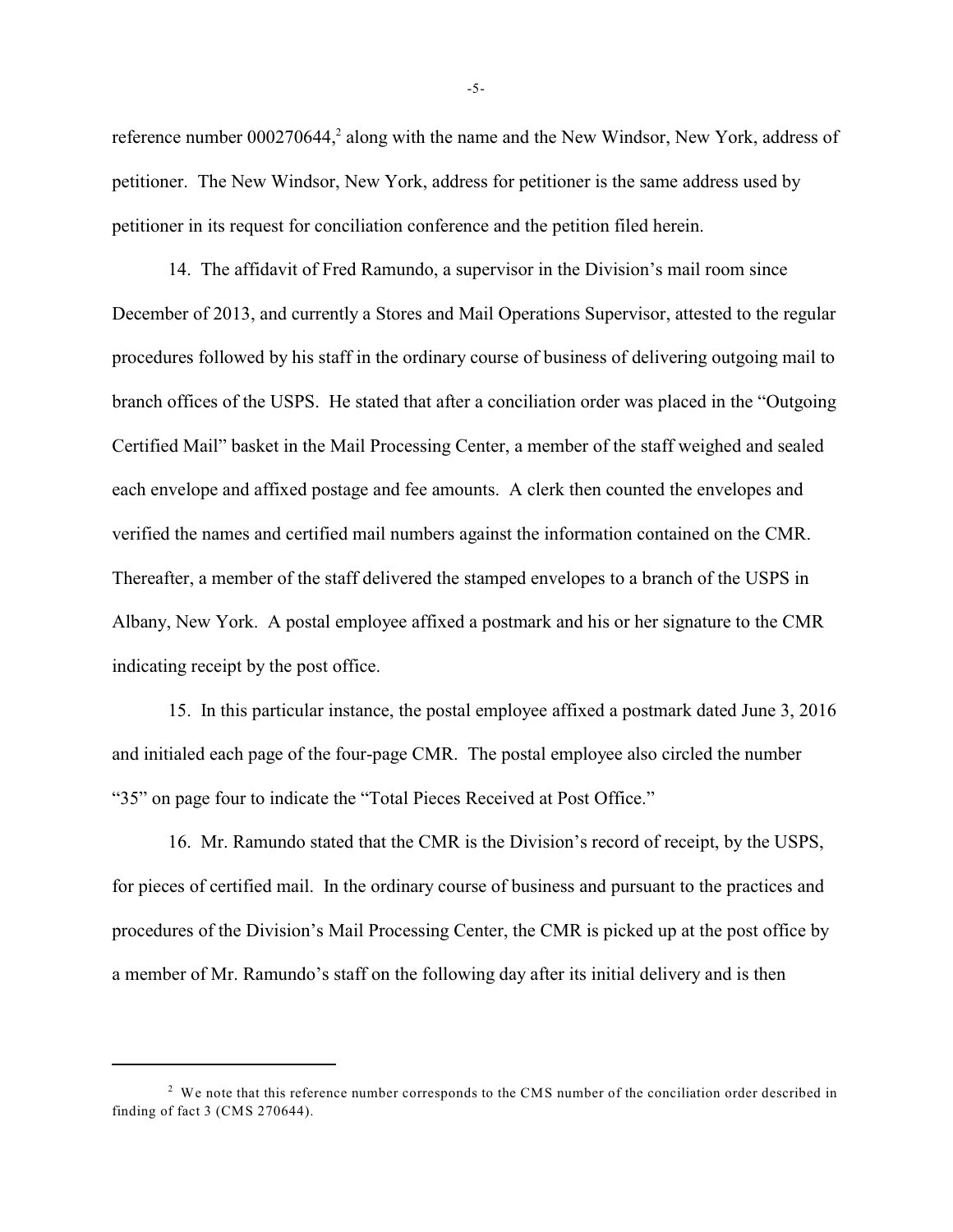reference number 000270644,[2] along with the name and the New Windsor, New York, address of petitioner. The New Windsor, New York, address for petitioner is the same address used by petitioner in its request for conciliation conference and the petition filed herein.

14. The affidavit of Fred Ramundo, a supervisor in the Division's mail room since December of 2013, and currently a Stores and Mail Operations Supervisor, attested to the regular procedures followed by his staff in the ordinary course of business of delivering outgoing mail to branch offices of the USPS. He stated that after a conciliation order was placed in the "Outgoing Certified Mail" basket in the Mail Processing Center, a member of the staff weighed and sealed each envelope and affixed postage and fee amounts. A clerk then counted the envelopes and verified the names and certified mail numbers against the information contained on the CMR. Thereafter, a member of the staff delivered the stamped envelopes to a branch of the USPS in Albany, New York. A postal employee affixed a postmark and his or her signature to the CMR indicating receipt by the post office.

15. In this particular instance, the postal employee affixed a postmark dated June 3, 2016 and initialed each page of the four-page CMR. The postal employee also circled the number "35" on page four to indicate the "Total Pieces Received at Post Office."

16. Mr. Ramundo stated that the CMR is the Division's record of receipt, by the USPS, for pieces of certified mail. In the ordinary course of business and pursuant to the practices and procedures of the Division's Mail Processing Center, the CMR is picked up at the post office by a member of Mr. Ramundo's staff on the following day after its initial delivery and is then

[2] We note that this reference number corresponds to the CMS number of the conciliation order described in finding of fact 3 (CMS 270644).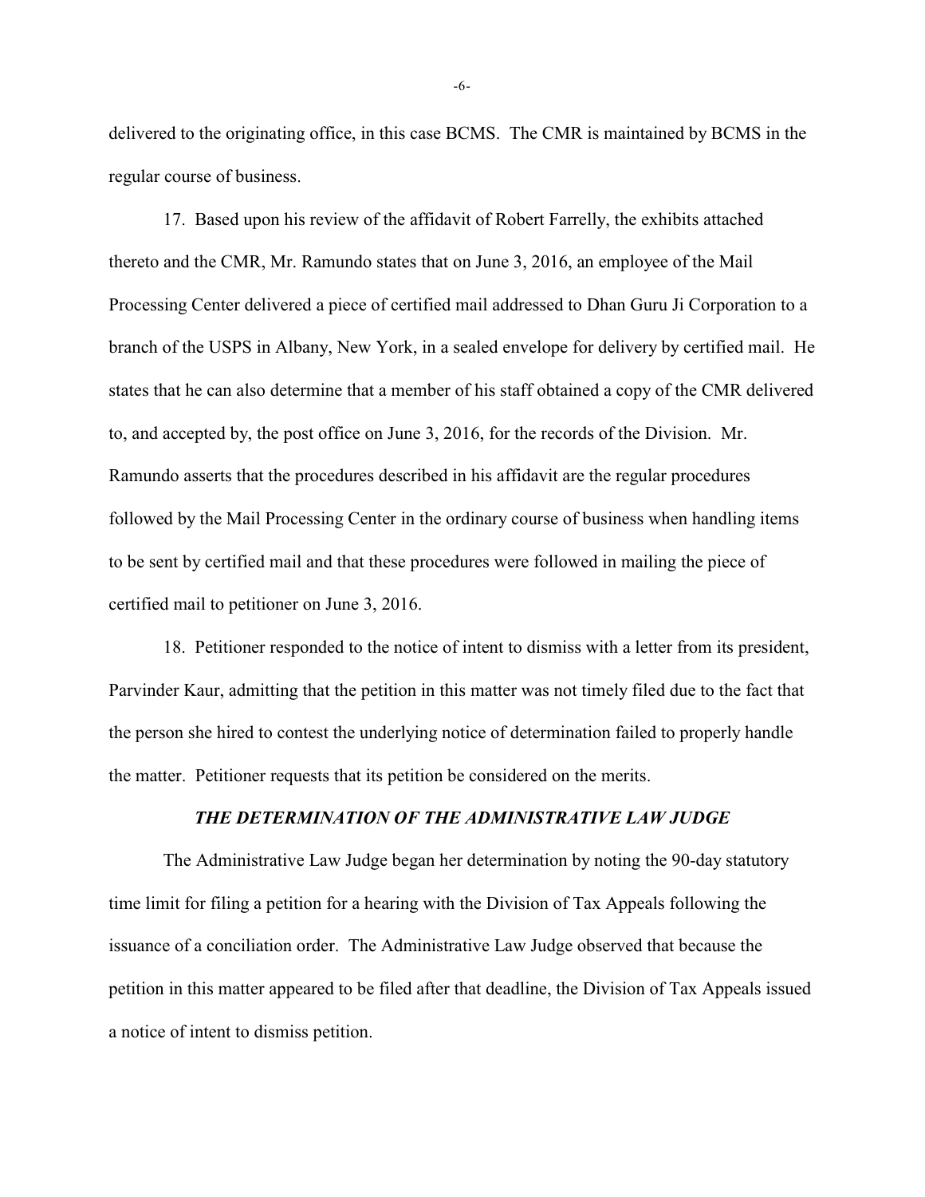delivered to the originating office, in this case BCMS. The CMR is maintained by BCMS in the regular course of business.

17. Based upon his review of the affidavit of Robert Farrelly, the exhibits attached thereto and the CMR, Mr. Ramundo states that on June 3, 2016, an employee of the Mail Processing Center delivered a piece of certified mail addressed to Dhan Guru Ji Corporation to a branch of the USPS in Albany, New York, in a sealed envelope for delivery by certified mail. He states that he can also determine that a member of his staff obtained a copy of the CMR delivered to, and accepted by, the post office on June 3, 2016, for the records of the Division. Mr. Ramundo asserts that the procedures described in his affidavit are the regular procedures followed by the Mail Processing Center in the ordinary course of business when handling items to be sent by certified mail and that these procedures were followed in mailing the piece of certified mail to petitioner on June 3, 2016.

18. Petitioner responded to the notice of intent to dismiss with a letter from its president, Parvinder Kaur, admitting that the petition in this matter was not timely filed due to the fact that the person she hired to contest the underlying notice of determination failed to properly handle the matter. Petitioner requests that its petition be considered on the merits.

### *THE DETERMINATION OF THE ADMINISTRATIVE LAW JUDGE*

The Administrative Law Judge began her determination by noting the 90-day statutory time limit for filing a petition for a hearing with the Division of Tax Appeals following the issuance of a conciliation order. The Administrative Law Judge observed that because the petition in this matter appeared to be filed after that deadline, the Division of Tax Appeals issued a notice of intent to dismiss petition.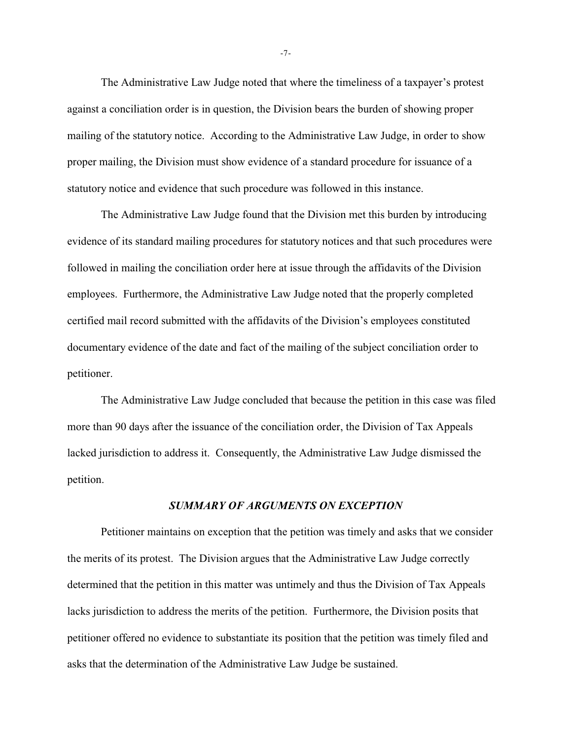The Administrative Law Judge noted that where the timeliness of a taxpayer's protest against a conciliation order is in question, the Division bears the burden of showing proper mailing of the statutory notice. According to the Administrative Law Judge, in order to show proper mailing, the Division must show evidence of a standard procedure for issuance of a statutory notice and evidence that such procedure was followed in this instance.

The Administrative Law Judge found that the Division met this burden by introducing evidence of its standard mailing procedures for statutory notices and that such procedures were followed in mailing the conciliation order here at issue through the affidavits of the Division employees. Furthermore, the Administrative Law Judge noted that the properly completed certified mail record submitted with the affidavits of the Division's employees constituted documentary evidence of the date and fact of the mailing of the subject conciliation order to petitioner.

The Administrative Law Judge concluded that because the petition in this case was filed more than 90 days after the issuance of the conciliation order, the Division of Tax Appeals lacked jurisdiction to address it. Consequently, the Administrative Law Judge dismissed the petition.

### *SUMMARY OF ARGUMENTS ON EXCEPTION*

Petitioner maintains on exception that the petition was timely and asks that we consider the merits of its protest. The Division argues that the Administrative Law Judge correctly determined that the petition in this matter was untimely and thus the Division of Tax Appeals lacks jurisdiction to address the merits of the petition. Furthermore, the Division posits that petitioner offered no evidence to substantiate its position that the petition was timely filed and asks that the determination of the Administrative Law Judge be sustained.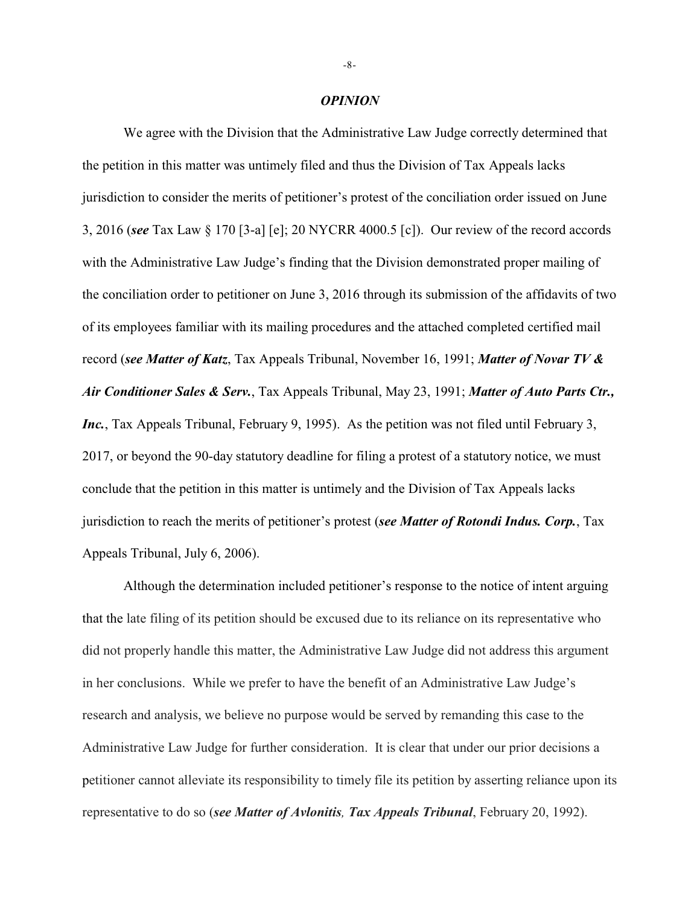## *OPINION*

We agree with the Division that the Administrative Law Judge correctly determined that the petition in this matter was untimely filed and thus the Division of Tax Appeals lacks jurisdiction to consider the merits of petitioner's protest of the conciliation order issued on June 3, 2016 (***see*** Tax Law § 170 [3-a] [e]; 20 NYCRR 4000.5 [c]). Our review of the record accords with the Administrative Law Judge's finding that the Division demonstrated proper mailing of the conciliation order to petitioner on June 3, 2016 through its submission of the affidavits of two of its employees familiar with its mailing procedures and the attached completed certified mail record (***see Matter of Katz***, Tax Appeals Tribunal, November 16, 1991; ***Matter of Novar TV & Air Conditioner Sales & Serv.***, Tax Appeals Tribunal, May 23, 1991; ***Matter of Auto Parts Ctr., Inc.***, Tax Appeals Tribunal, February 9, 1995). As the petition was not filed until February 3, 2017, or beyond the 90-day statutory deadline for filing a protest of a statutory notice, we must conclude that the petition in this matter is untimely and the Division of Tax Appeals lacks jurisdiction to reach the merits of petitioner's protest (***see Matter of Rotondi Indus. Corp.***, Tax Appeals Tribunal, July 6, 2006).

Although the determination included petitioner's response to the notice of intent arguing that the late filing of its petition should be excused due to its reliance on its representative who did not properly handle this matter, the Administrative Law Judge did not address this argument in her conclusions. While we prefer to have the benefit of an Administrative Law Judge's research and analysis, we believe no purpose would be served by remanding this case to the Administrative Law Judge for further consideration. It is clear that under our prior decisions a petitioner cannot alleviate its responsibility to timely file its petition by asserting reliance upon its representative to do so (***see Matter of Avlonitis, Tax Appeals Tribunal***, February 20, 1992).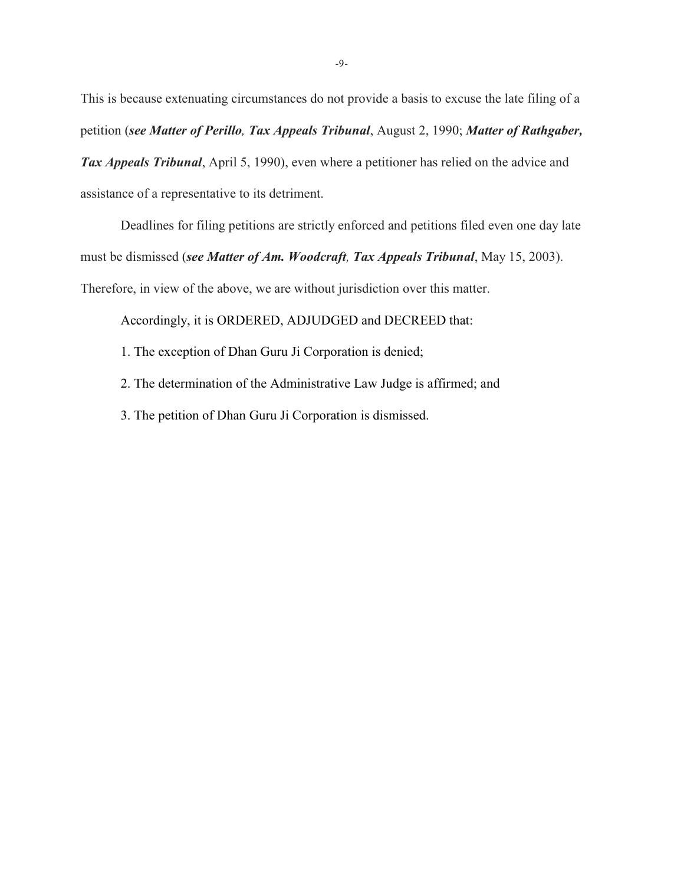This is because extenuating circumstances do not provide a basis to excuse the late filing of a petition (***see Matter of Perillo, Tax Appeals Tribunal***, August 2, 1990; ***Matter of Rathgaber, Tax Appeals Tribunal***, April 5, 1990), even where a petitioner has relied on the advice and assistance of a representative to its detriment.

Deadlines for filing petitions are strictly enforced and petitions filed even one day late must be dismissed (***see Matter of Am. Woodcraft, Tax Appeals Tribunal***, May 15, 2003). Therefore, in view of the above, we are without jurisdiction over this matter.

Accordingly, it is ORDERED, ADJUDGED and DECREED that:

1. The exception of Dhan Guru Ji Corporation is denied;

2. The determination of the Administrative Law Judge is affirmed; and

3. The petition of Dhan Guru Ji Corporation is dismissed.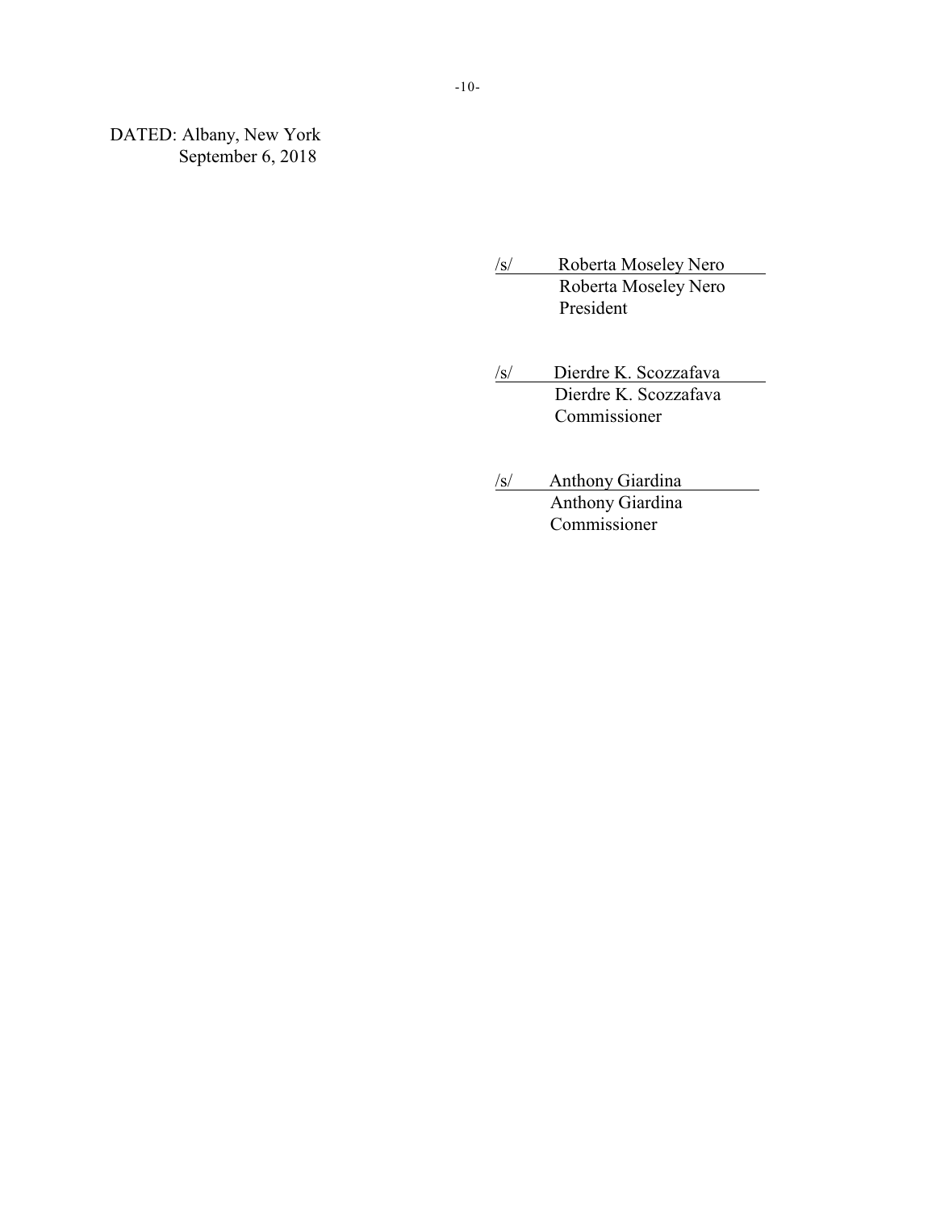DATED: Albany, New York
September 6, 2018

/s/ Roberta Moseley Nero
Roberta Moseley Nero
President

/s/ Dierdre K. Scozzafava
Dierdre K. Scozzafava
Commissioner

/s/ Anthony Giardina
Anthony Giardina
Commissioner